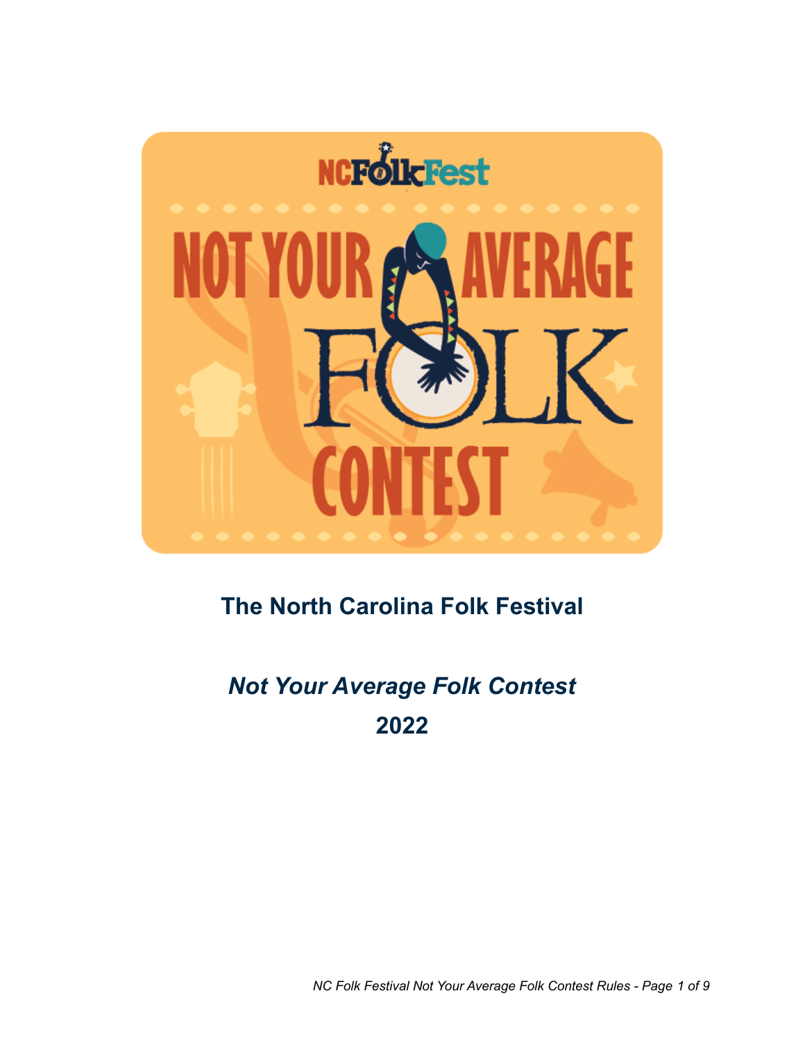# The North Carolina Folk Festival

## *Not Your Average Folk Contest*

## 2022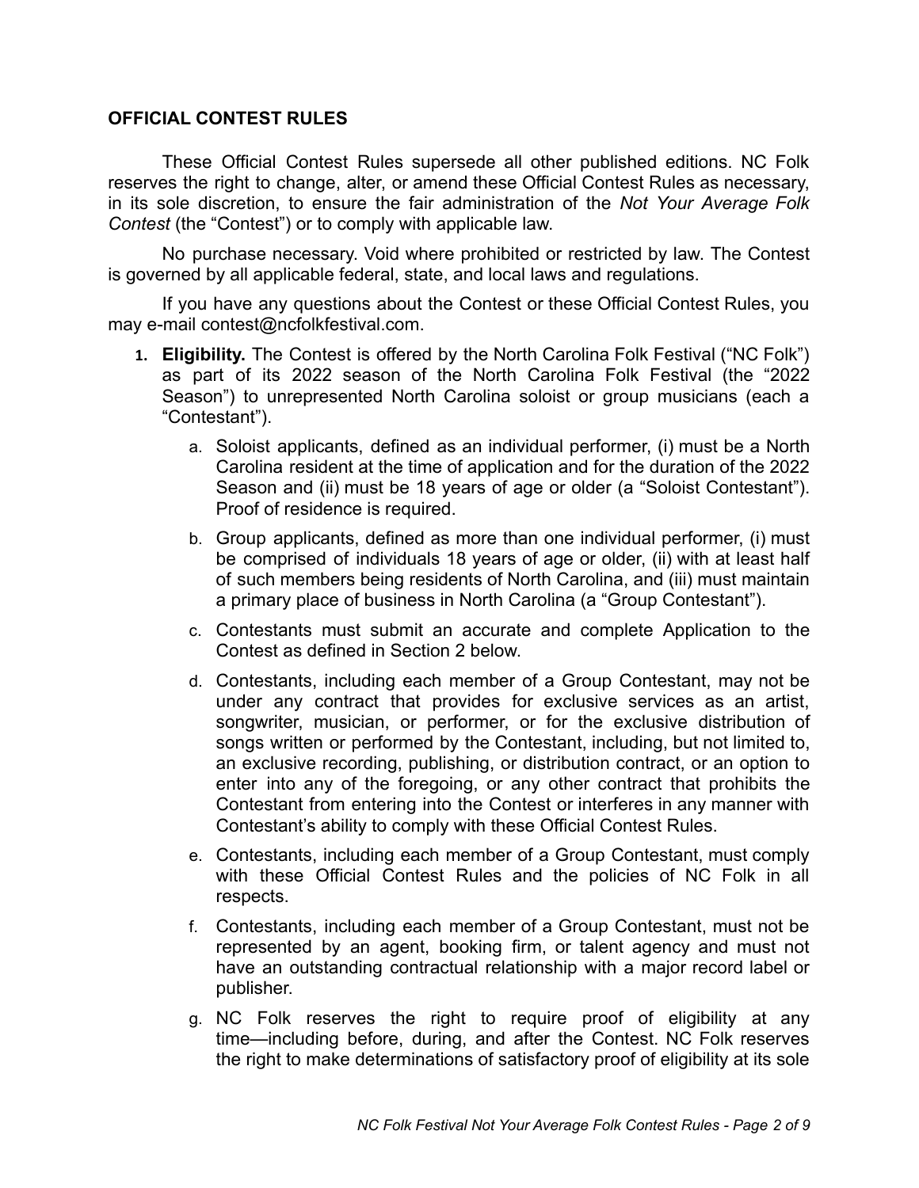## OFFICIAL CONTEST RULES

These Official Contest Rules supersede all other published editions. NC Folk reserves the right to change, alter, or amend these Official Contest Rules as necessary, in its sole discretion, to ensure the fair administration of the *Not Your Average Folk Contest* (the "Contest") or to comply with applicable law.

No purchase necessary. Void where prohibited or restricted by law. The Contest is governed by all applicable federal, state, and local laws and regulations.

If you have any questions about the Contest or these Official Contest Rules, you may e-mail contest@ncfolkfestival.com.

1. **Eligibility.** The Contest is offered by the North Carolina Folk Festival ("NC Folk") as part of its 2022 season of the North Carolina Folk Festival (the "2022 Season") to unrepresented North Carolina soloist or group musicians (each a "Contestant").
    a. Soloist applicants, defined as an individual performer, (i) must be a North Carolina resident at the time of application and for the duration of the 2022 Season and (ii) must be 18 years of age or older (a "Soloist Contestant"). Proof of residence is required.
    b. Group applicants, defined as more than one individual performer, (i) must be comprised of individuals 18 years of age or older, (ii) with at least half of such members being residents of North Carolina, and (iii) must maintain a primary place of business in North Carolina (a "Group Contestant").
    c. Contestants must submit an accurate and complete Application to the Contest as defined in Section 2 below.
    d. Contestants, including each member of a Group Contestant, may not be under any contract that provides for exclusive services as an artist, songwriter, musician, or performer, or for the exclusive distribution of songs written or performed by the Contestant, including, but not limited to, an exclusive recording, publishing, or distribution contract, or an option to enter into any of the foregoing, or any other contract that prohibits the Contestant from entering into the Contest or interferes in any manner with Contestant's ability to comply with these Official Contest Rules.
    e. Contestants, including each member of a Group Contestant, must comply with these Official Contest Rules and the policies of NC Folk in all respects.
    f. Contestants, including each member of a Group Contestant, must not be represented by an agent, booking firm, or talent agency and must not have an outstanding contractual relationship with a major record label or publisher.
    g. NC Folk reserves the right to require proof of eligibility at any time—including before, during, and after the Contest. NC Folk reserves the right to make determinations of satisfactory proof of eligibility at its sole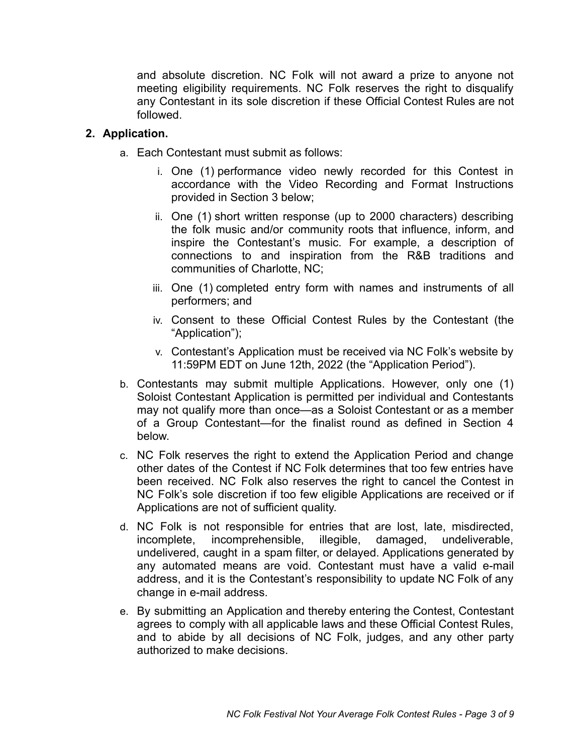and absolute discretion. NC Folk will not award a prize to anyone not meeting eligibility requirements. NC Folk reserves the right to disqualify any Contestant in its sole discretion if these Official Contest Rules are not followed.

2. **Application.**

   a. Each Contestant must submit as follows:

      i. One (1) performance video newly recorded for this Contest in accordance with the Video Recording and Format Instructions provided in Section 3 below;

      ii. One (1) short written response (up to 2000 characters) describing the folk music and/or community roots that influence, inform, and inspire the Contestant's music. For example, a description of connections to and inspiration from the R&B traditions and communities of Charlotte, NC;

      iii. One (1) completed entry form with names and instruments of all performers; and

      iv. Consent to these Official Contest Rules by the Contestant (the "Application");

      v. Contestant's Application must be received via NC Folk's website by 11:59PM EDT on June 12th, 2022 (the "Application Period").

   b. Contestants may submit multiple Applications. However, only one (1) Soloist Contestant Application is permitted per individual and Contestants may not qualify more than once—as a Soloist Contestant or as a member of a Group Contestant—for the finalist round as defined in Section 4 below.

   c. NC Folk reserves the right to extend the Application Period and change other dates of the Contest if NC Folk determines that too few entries have been received. NC Folk also reserves the right to cancel the Contest in NC Folk's sole discretion if too few eligible Applications are received or if Applications are not of sufficient quality.

   d. NC Folk is not responsible for entries that are lost, late, misdirected, incomplete, incomprehensible, illegible, damaged, undeliverable, undelivered, caught in a spam filter, or delayed. Applications generated by any automated means are void. Contestant must have a valid e-mail address, and it is the Contestant's responsibility to update NC Folk of any change in e-mail address.

   e. By submitting an Application and thereby entering the Contest, Contestant agrees to comply with all applicable laws and these Official Contest Rules, and to abide by all decisions of NC Folk, judges, and any other party authorized to make decisions.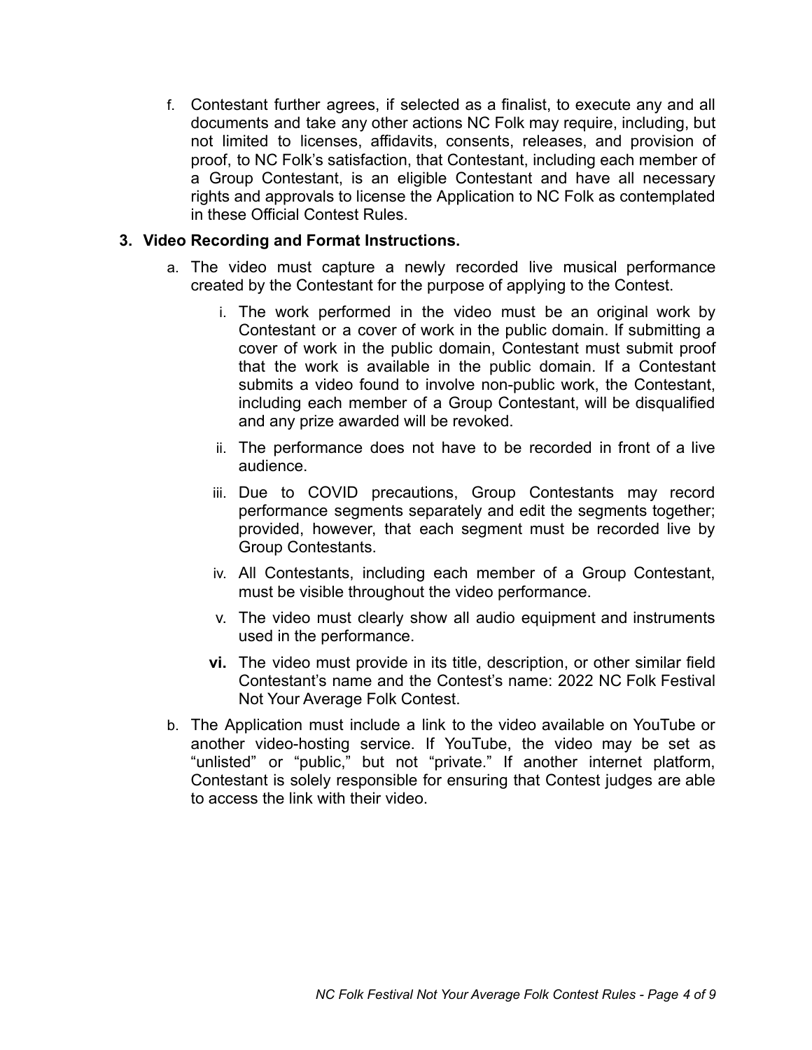f. Contestant further agrees, if selected as a finalist, to execute any and all documents and take any other actions NC Folk may require, including, but not limited to licenses, affidavits, consents, releases, and provision of proof, to NC Folk's satisfaction, that Contestant, including each member of a Group Contestant, is an eligible Contestant and have all necessary rights and approvals to license the Application to NC Folk as contemplated in these Official Contest Rules.

**3. Video Recording and Format Instructions.**

a. The video must capture a newly recorded live musical performance created by the Contestant for the purpose of applying to the Contest.

   i. The work performed in the video must be an original work by Contestant or a cover of work in the public domain. If submitting a cover of work in the public domain, Contestant must submit proof that the work is available in the public domain. If a Contestant submits a video found to involve non-public work, the Contestant, including each member of a Group Contestant, will be disqualified and any prize awarded will be revoked.

   ii. The performance does not have to be recorded in front of a live audience.

   iii. Due to COVID precautions, Group Contestants may record performance segments separately and edit the segments together; provided, however, that each segment must be recorded live by Group Contestants.

   iv. All Contestants, including each member of a Group Contestant, must be visible throughout the video performance.

   v. The video must clearly show all audio equipment and instruments used in the performance.

   **vi.** The video must provide in its title, description, or other similar field Contestant's name and the Contest's name: 2022 NC Folk Festival Not Your Average Folk Contest.

b. The Application must include a link to the video available on YouTube or another video-hosting service. If YouTube, the video may be set as "unlisted" or "public," but not "private." If another internet platform, Contestant is solely responsible for ensuring that Contest judges are able to access the link with their video.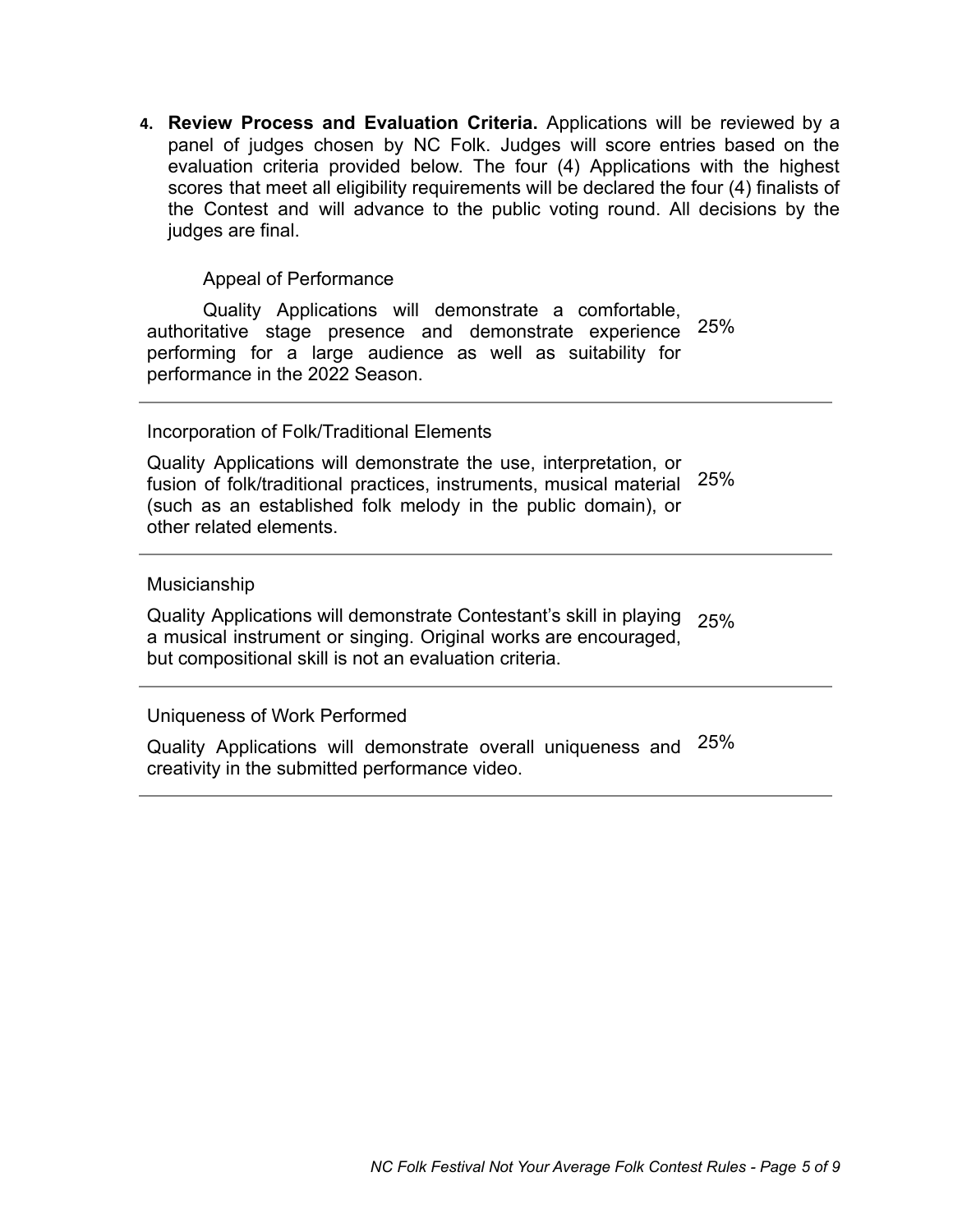4. **Review Process and Evaluation Criteria.** Applications will be reviewed by a panel of judges chosen by NC Folk. Judges will score entries based on the evaluation criteria provided below. The four (4) Applications with the highest scores that meet all eligibility requirements will be declared the four (4) finalists of the Contest and will advance to the public voting round. All decisions by the judges are final.

| Criteria | Weight |
| --- | --- |
| Appeal of Performance<br><br>Quality Applications will demonstrate a comfortable, authoritative stage presence and demonstrate experience performing for a large audience as well as suitability for performance in the 2022 Season. | 25% |
| Incorporation of Folk/Traditional Elements<br><br>Quality Applications will demonstrate the use, interpretation, or fusion of folk/traditional practices, instruments, musical material (such as an established folk melody in the public domain), or other related elements. | 25% |
| Musicianship<br><br>Quality Applications will demonstrate Contestant's skill in playing a musical instrument or singing. Original works are encouraged, but compositional skill is not an evaluation criteria. | 25% |
| Uniqueness of Work Performed<br><br>Quality Applications will demonstrate overall uniqueness and creativity in the submitted performance video. | 25% |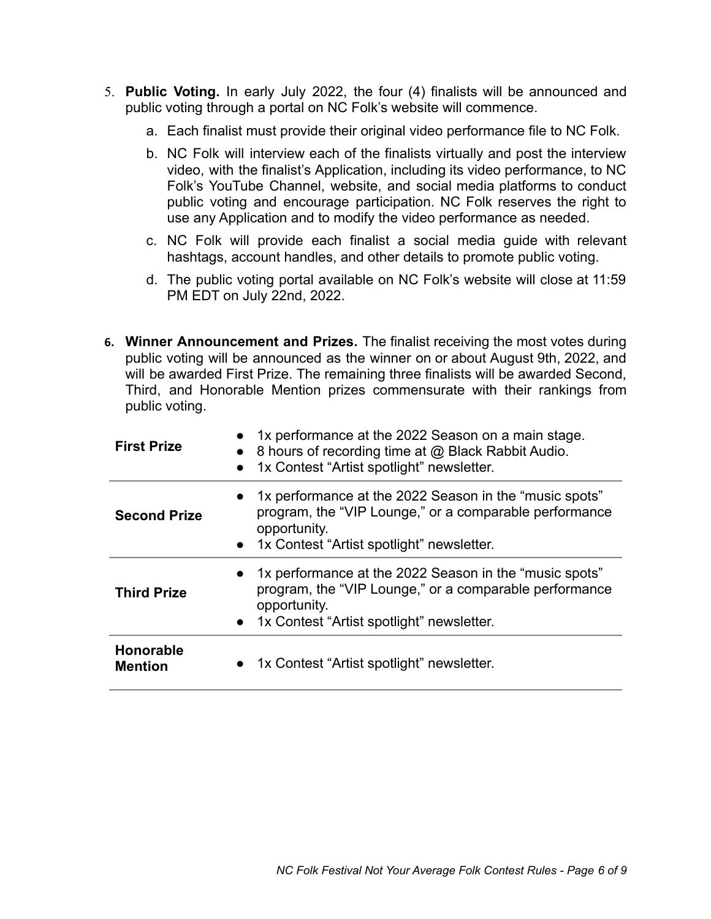5. **Public Voting.** In early July 2022, the four (4) finalists will be announced and public voting through a portal on NC Folk's website will commence.

    a. Each finalist must provide their original video performance file to NC Folk.

    b. NC Folk will interview each of the finalists virtually and post the interview video, with the finalist's Application, including its video performance, to NC Folk's YouTube Channel, website, and social media platforms to conduct public voting and encourage participation. NC Folk reserves the right to use any Application and to modify the video performance as needed.

    c. NC Folk will provide each finalist a social media guide with relevant hashtags, account handles, and other details to promote public voting.

    d. The public voting portal available on NC Folk's website will close at 11:59 PM EDT on July 22nd, 2022.

6. **Winner Announcement and Prizes.** The finalist receiving the most votes during public voting will be announced as the winner on or about August 9th, 2022, and will be awarded First Prize. The remaining three finalists will be awarded Second, Third, and Honorable Mention prizes commensurate with their rankings from public voting.

| | |
|---|---|
| **First Prize** | • 1x performance at the 2022 Season on a main stage.<br>• 8 hours of recording time at @ Black Rabbit Audio.<br>• 1x Contest "Artist spotlight" newsletter. |
| **Second Prize** | • 1x performance at the 2022 Season in the "music spots" program, the "VIP Lounge," or a comparable performance opportunity.<br>• 1x Contest "Artist spotlight" newsletter. |
| **Third Prize** | • 1x performance at the 2022 Season in the "music spots" program, the "VIP Lounge," or a comparable performance opportunity.<br>• 1x Contest "Artist spotlight" newsletter. |
| **Honorable Mention** | • 1x Contest "Artist spotlight" newsletter. |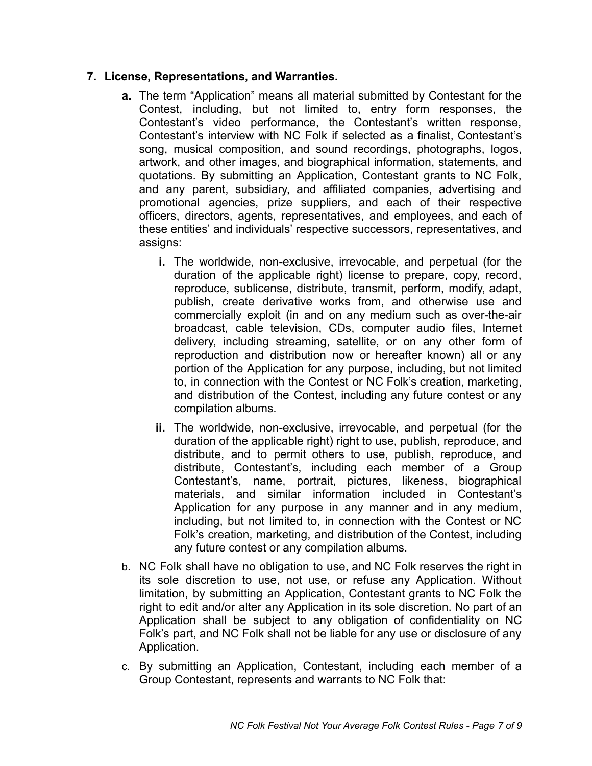7. **License, Representations, and Warranties.**

   **a.** The term "Application" means all material submitted by Contestant for the Contest, including, but not limited to, entry form responses, the Contestant's video performance, the Contestant's written response, Contestant's interview with NC Folk if selected as a finalist, Contestant's song, musical composition, and sound recordings, photographs, logos, artwork, and other images, and biographical information, statements, and quotations. By submitting an Application, Contestant grants to NC Folk, and any parent, subsidiary, and affiliated companies, advertising and promotional agencies, prize suppliers, and each of their respective officers, directors, agents, representatives, and employees, and each of these entities' and individuals' respective successors, representatives, and assigns:

      **i.** The worldwide, non-exclusive, irrevocable, and perpetual (for the duration of the applicable right) license to prepare, copy, record, reproduce, sublicense, distribute, transmit, perform, modify, adapt, publish, create derivative works from, and otherwise use and commercially exploit (in and on any medium such as over-the-air broadcast, cable television, CDs, computer audio files, Internet delivery, including streaming, satellite, or on any other form of reproduction and distribution now or hereafter known) all or any portion of the Application for any purpose, including, but not limited to, in connection with the Contest or NC Folk's creation, marketing, and distribution of the Contest, including any future contest or any compilation albums.

      **ii.** The worldwide, non-exclusive, irrevocable, and perpetual (for the duration of the applicable right) right to use, publish, reproduce, and distribute, and to permit others to use, publish, reproduce, and distribute, Contestant's, including each member of a Group Contestant's, name, portrait, pictures, likeness, biographical materials, and similar information included in Contestant's Application for any purpose in any manner and in any medium, including, but not limited to, in connection with the Contest or NC Folk's creation, marketing, and distribution of the Contest, including any future contest or any compilation albums.

   b. NC Folk shall have no obligation to use, and NC Folk reserves the right in its sole discretion to use, not use, or refuse any Application. Without limitation, by submitting an Application, Contestant grants to NC Folk the right to edit and/or alter any Application in its sole discretion. No part of an Application shall be subject to any obligation of confidentiality on NC Folk's part, and NC Folk shall not be liable for any use or disclosure of any Application.

   c. By submitting an Application, Contestant, including each member of a Group Contestant, represents and warrants to NC Folk that: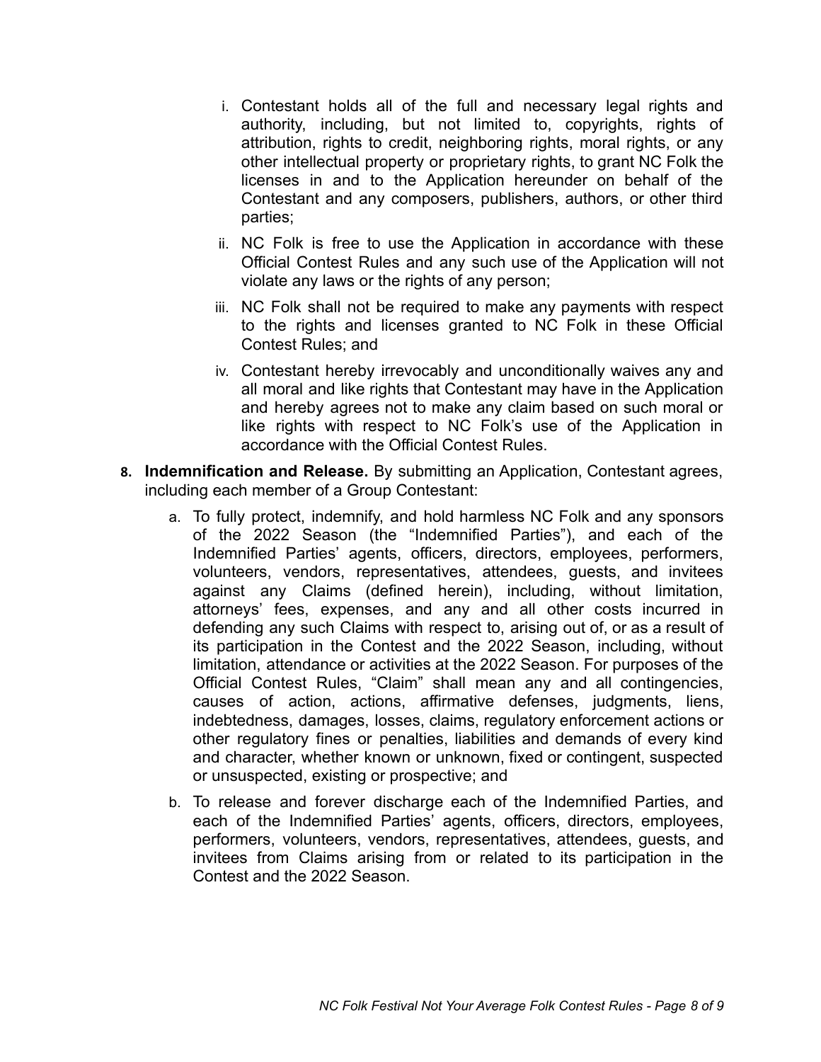i. Contestant holds all of the full and necessary legal rights and authority, including, but not limited to, copyrights, rights of attribution, rights to credit, neighboring rights, moral rights, or any other intellectual property or proprietary rights, to grant NC Folk the licenses in and to the Application hereunder on behalf of the Contestant and any composers, publishers, authors, or other third parties;

ii. NC Folk is free to use the Application in accordance with these Official Contest Rules and any such use of the Application will not violate any laws or the rights of any person;

iii. NC Folk shall not be required to make any payments with respect to the rights and licenses granted to NC Folk in these Official Contest Rules; and

iv. Contestant hereby irrevocably and unconditionally waives any and all moral and like rights that Contestant may have in the Application and hereby agrees not to make any claim based on such moral or like rights with respect to NC Folk's use of the Application in accordance with the Official Contest Rules.

8. **Indemnification and Release.** By submitting an Application, Contestant agrees, including each member of a Group Contestant:

   a. To fully protect, indemnify, and hold harmless NC Folk and any sponsors of the 2022 Season (the "Indemnified Parties"), and each of the Indemnified Parties' agents, officers, directors, employees, performers, volunteers, vendors, representatives, attendees, guests, and invitees against any Claims (defined herein), including, without limitation, attorneys' fees, expenses, and any and all other costs incurred in defending any such Claims with respect to, arising out of, or as a result of its participation in the Contest and the 2022 Season, including, without limitation, attendance or activities at the 2022 Season. For purposes of the Official Contest Rules, "Claim" shall mean any and all contingencies, causes of action, actions, affirmative defenses, judgments, liens, indebtedness, damages, losses, claims, regulatory enforcement actions or other regulatory fines or penalties, liabilities and demands of every kind and character, whether known or unknown, fixed or contingent, suspected or unsuspected, existing or prospective; and

   b. To release and forever discharge each of the Indemnified Parties, and each of the Indemnified Parties' agents, officers, directors, employees, performers, volunteers, vendors, representatives, attendees, guests, and invitees from Claims arising from or related to its participation in the Contest and the 2022 Season.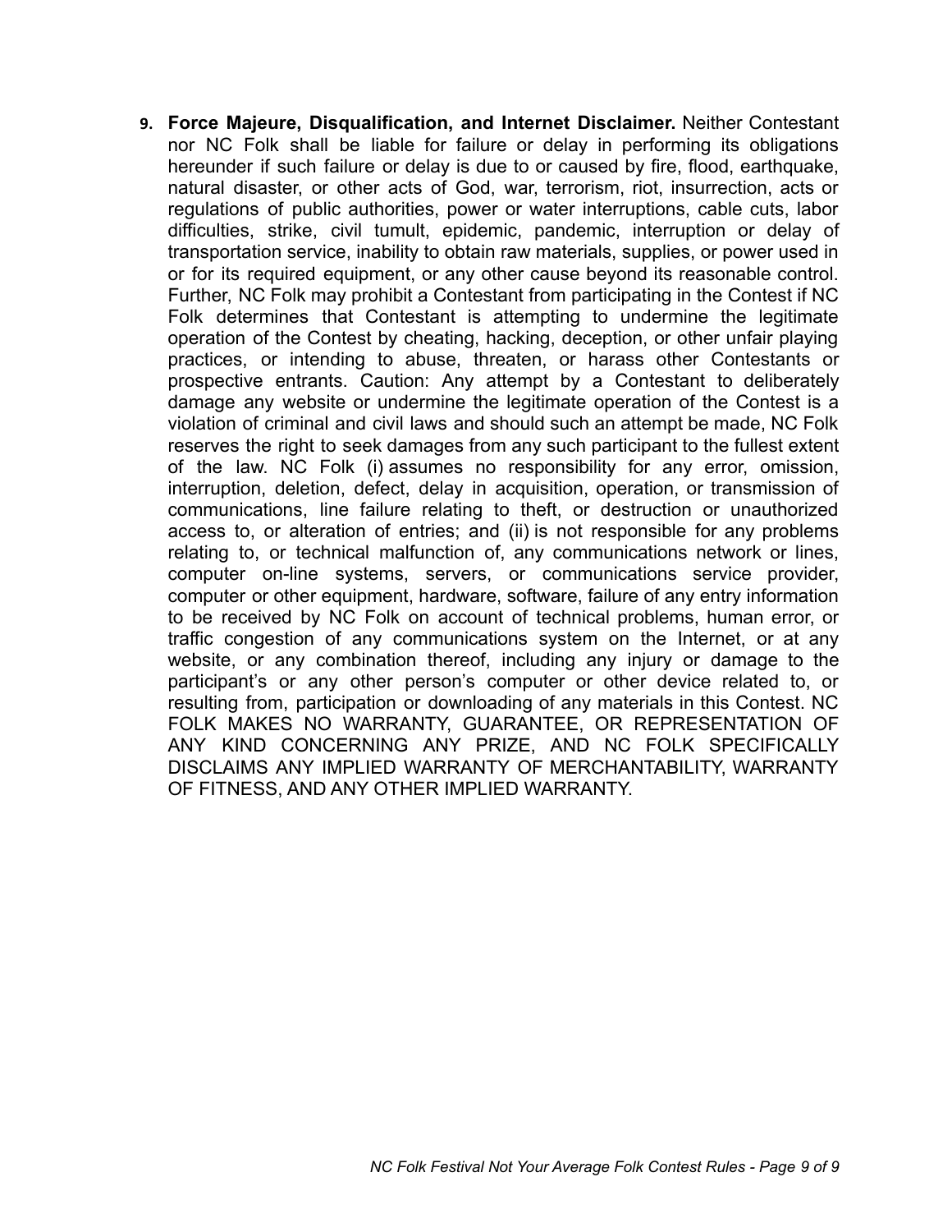9. **Force Majeure, Disqualification, and Internet Disclaimer.** Neither Contestant nor NC Folk shall be liable for failure or delay in performing its obligations hereunder if such failure or delay is due to or caused by fire, flood, earthquake, natural disaster, or other acts of God, war, terrorism, riot, insurrection, acts or regulations of public authorities, power or water interruptions, cable cuts, labor difficulties, strike, civil tumult, epidemic, pandemic, interruption or delay of transportation service, inability to obtain raw materials, supplies, or power used in or for its required equipment, or any other cause beyond its reasonable control. Further, NC Folk may prohibit a Contestant from participating in the Contest if NC Folk determines that Contestant is attempting to undermine the legitimate operation of the Contest by cheating, hacking, deception, or other unfair playing practices, or intending to abuse, threaten, or harass other Contestants or prospective entrants. Caution: Any attempt by a Contestant to deliberately damage any website or undermine the legitimate operation of the Contest is a violation of criminal and civil laws and should such an attempt be made, NC Folk reserves the right to seek damages from any such participant to the fullest extent of the law. NC Folk (i) assumes no responsibility for any error, omission, interruption, deletion, defect, delay in acquisition, operation, or transmission of communications, line failure relating to theft, or destruction or unauthorized access to, or alteration of entries; and (ii) is not responsible for any problems relating to, or technical malfunction of, any communications network or lines, computer on-line systems, servers, or communications service provider, computer or other equipment, hardware, software, failure of any entry information to be received by NC Folk on account of technical problems, human error, or traffic congestion of any communications system on the Internet, or at any website, or any combination thereof, including any injury or damage to the participant's or any other person's computer or other device related to, or resulting from, participation or downloading of any materials in this Contest. NC FOLK MAKES NO WARRANTY, GUARANTEE, OR REPRESENTATION OF ANY KIND CONCERNING ANY PRIZE, AND NC FOLK SPECIFICALLY DISCLAIMS ANY IMPLIED WARRANTY OF MERCHANTABILITY, WARRANTY OF FITNESS, AND ANY OTHER IMPLIED WARRANTY.